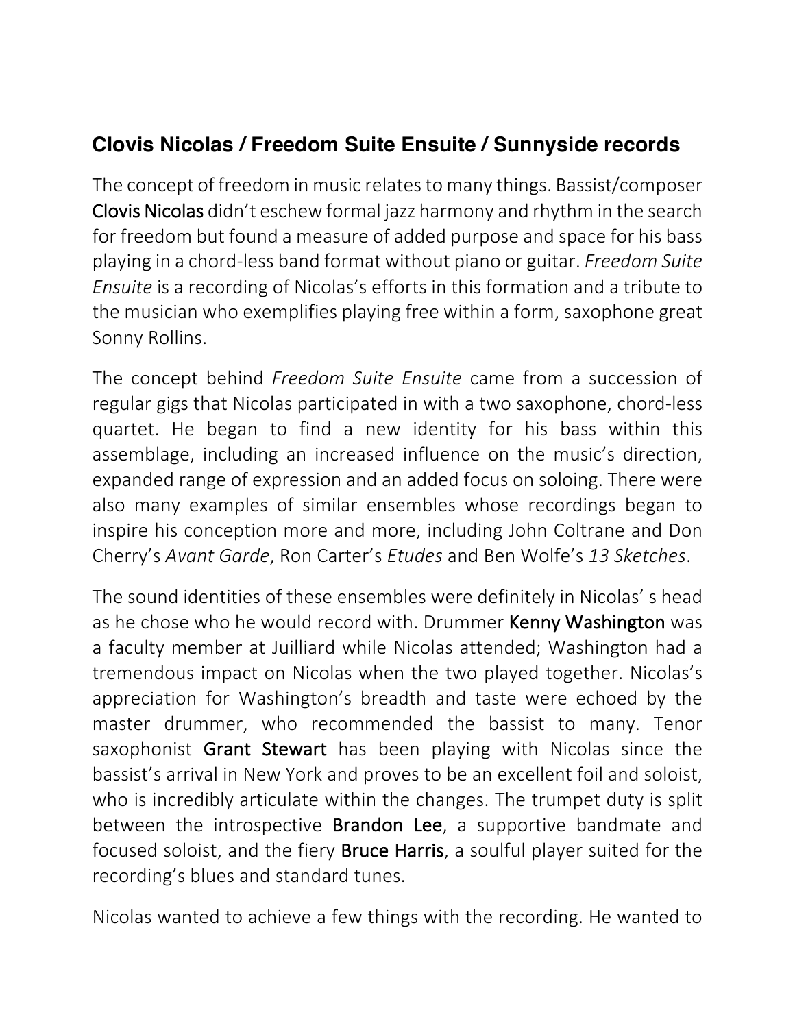## Clovis Nicolas / Freedom Suite Ensuite / Sunnyside records

The concept of freedom in music relates to many things. Bassist/composer **Clovis Nicolas** didn't eschew formal jazz harmony and rhythm in the search for freedom but found a measure of added purpose and space for his bass playing in a chord-less band format without piano or guitar. *Freedom Suite Ensuite* is a recording of Nicolas's efforts in this formation and a tribute to the musician who exemplifies playing free within a form, saxophone great Sonny Rollins.

The concept behind *Freedom Suite Ensuite* came from a succession of regular gigs that Nicolas participated in with a two saxophone, chord-less quartet. He began to find a new identity for his bass within this assemblage, including an increased influence on the music's direction, expanded range of expression and an added focus on soloing. There were also many examples of similar ensembles whose recordings began to inspire his conception more and more, including John Coltrane and Don Cherry's *Avant Garde*, Ron Carter's *Etudes* and Ben Wolfe's *13 Sketches*.

The sound identities of these ensembles were definitely in Nicolas' s head as he chose who he would record with. Drummer **Kenny Washington** was a faculty member at Juilliard while Nicolas attended; Washington had a tremendous impact on Nicolas when the two played together. Nicolas's appreciation for Washington's breadth and taste were echoed by the master drummer, who recommended the bassist to many. Tenor saxophonist **Grant Stewart** has been playing with Nicolas since the bassist's arrival in New York and proves to be an excellent foil and soloist, who is incredibly articulate within the changes. The trumpet duty is split between the introspective **Brandon Lee**, a supportive bandmate and focused soloist, and the fiery **Bruce Harris**, a soulful player suited for the recording's blues and standard tunes.

Nicolas wanted to achieve a few things with the recording. He wanted to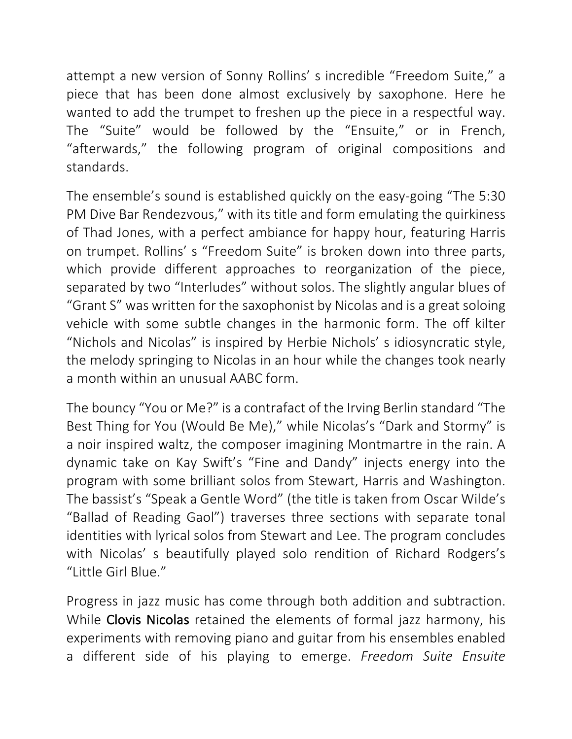attempt a new version of Sonny Rollins' s incredible "Freedom Suite," a piece that has been done almost exclusively by saxophone. Here he wanted to add the trumpet to freshen up the piece in a respectful way. The "Suite" would be followed by the "Ensuite," or in French, "afterwards," the following program of original compositions and standards.

The ensemble's sound is established quickly on the easy-going "The 5:30 PM Dive Bar Rendezvous," with its title and form emulating the quirkiness of Thad Jones, with a perfect ambiance for happy hour, featuring Harris on trumpet. Rollins' s "Freedom Suite" is broken down into three parts, which provide different approaches to reorganization of the piece, separated by two "Interludes" without solos. The slightly angular blues of "Grant S" was written for the saxophonist by Nicolas and is a great soloing vehicle with some subtle changes in the harmonic form. The off kilter "Nichols and Nicolas" is inspired by Herbie Nichols' s idiosyncratic style, the melody springing to Nicolas in an hour while the changes took nearly a month within an unusual AABC form.

The bouncy "You or Me?" is a contrafact of the Irving Berlin standard "The Best Thing for You (Would Be Me)," while Nicolas's "Dark and Stormy" is a noir inspired waltz, the composer imagining Montmartre in the rain. A dynamic take on Kay Swift's "Fine and Dandy" injects energy into the program with some brilliant solos from Stewart, Harris and Washington. The bassist's "Speak a Gentle Word" (the title is taken from Oscar Wilde's "Ballad of Reading Gaol") traverses three sections with separate tonal identities with lyrical solos from Stewart and Lee. The program concludes with Nicolas' s beautifully played solo rendition of Richard Rodgers's "Little Girl Blue."

Progress in jazz music has come through both addition and subtraction. While **Clovis Nicolas** retained the elements of formal jazz harmony, his experiments with removing piano and guitar from his ensembles enabled a different side of his playing to emerge. *Freedom Suite Ensuite*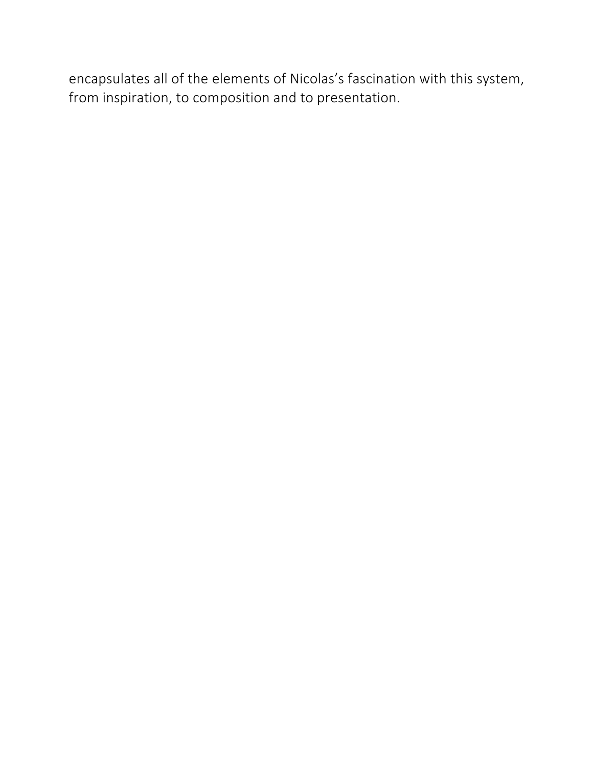encapsulates all of the elements of Nicolas’s fascination with this system, from inspiration, to composition and to presentation.